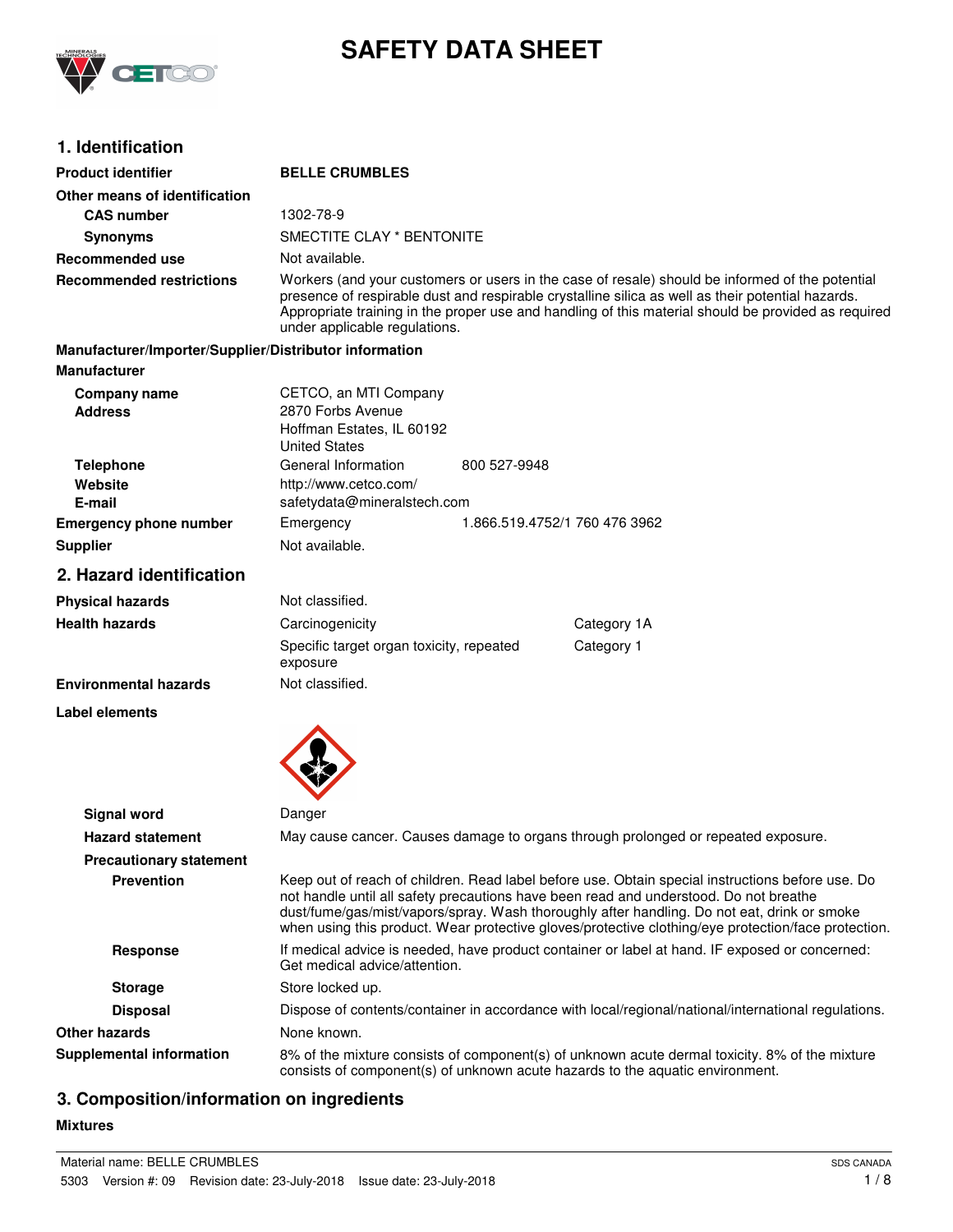# SAFETY DATA SHEET

## 1. Identification

| | |
|---|---|
| **Product identifier** | **BELLE CRUMBLES** |
| **Other means of identification** | |
| **CAS number** | 1302-78-9 |
| **Synonyms** | SMECTITE CLAY * BENTONITE |
| **Recommended use** | Not available. |
| **Recommended restrictions** | Workers (and your customers or users in the case of resale) should be informed of the potential presence of respirable dust and respirable crystalline silica as well as their potential hazards. Appropriate training in the proper use and handling of this material should be provided as required under applicable regulations. |

**Manufacturer/Importer/Supplier/Distributor information**

**Manufacturer**

| | | |
|---|---|---|
| **Company name** | CETCO, an MTI Company | |
| **Address** | 2870 Forbs Avenue<br>Hoffman Estates, IL 60192<br>United States | |
| **Telephone** | General Information | 800 527-9948 |
| **Website** | http://www.cetco.com/ | |
| **E-mail** | safetydata@mineralstech.com | |
| **Emergency phone number** | Emergency | 1.866.519.4752/1 760 476 3962 |
| **Supplier** | Not available. | |

## 2. Hazard identification

| | | |
|---|---|---|
| **Physical hazards** | Not classified. | |
| **Health hazards** | Carcinogenicity | Category 1A |
| | Specific target organ toxicity, repeated exposure | Category 1 |
| **Environmental hazards** | Not classified. | |

**Label elements**

| | |
|---|---|
| **Signal word** | Danger |
| **Hazard statement** | May cause cancer. Causes damage to organs through prolonged or repeated exposure. |
| **Precautionary statement** | |
| **Prevention** | Keep out of reach of children. Read label before use. Obtain special instructions before use. Do not handle until all safety precautions have been read and understood. Do not breathe dust/fume/gas/mist/vapors/spray. Wash thoroughly after handling. Do not eat, drink or smoke when using this product. Wear protective gloves/protective clothing/eye protection/face protection. |
| **Response** | If medical advice is needed, have product container or label at hand. IF exposed or concerned: Get medical advice/attention. |
| **Storage** | Store locked up. |
| **Disposal** | Dispose of contents/container in accordance with local/regional/national/international regulations. |
| **Other hazards** | None known. |
| **Supplemental information** | 8% of the mixture consists of component(s) of unknown acute dermal toxicity. 8% of the mixture consists of component(s) of unknown acute hazards to the aquatic environment. |

## 3. Composition/information on ingredients

**Mixtures**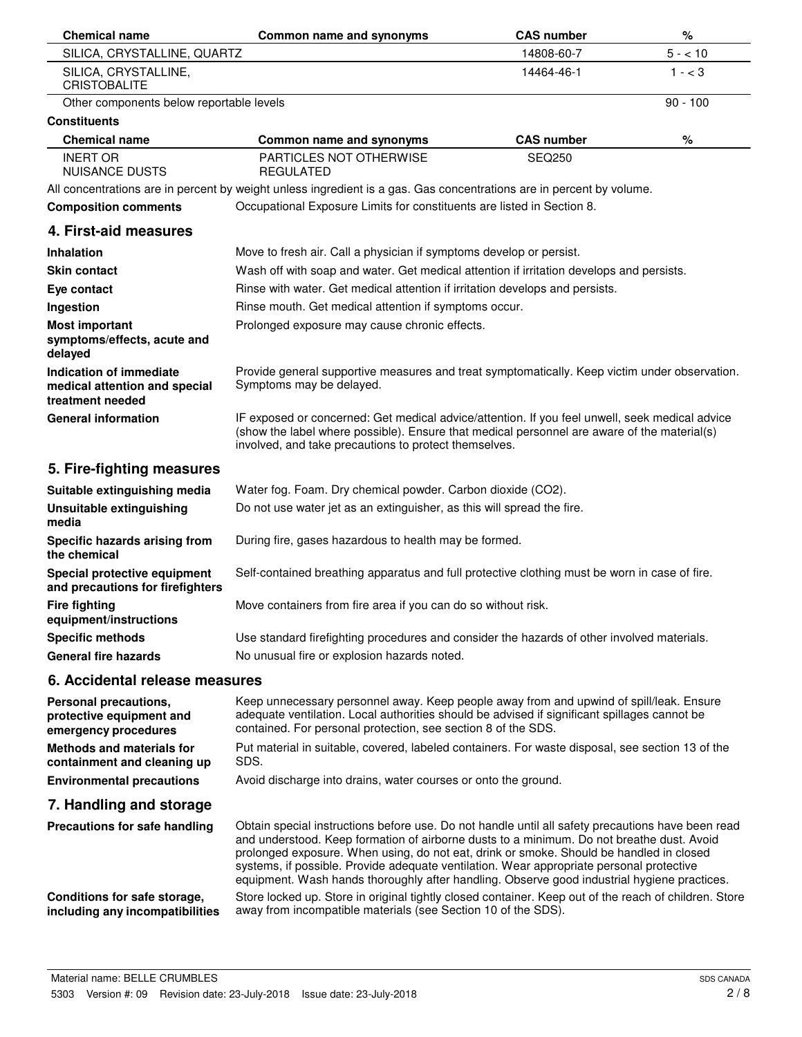| Chemical name | Common name and synonyms | CAS number | % |
| --- | --- | --- | --- |
| SILICA, CRYSTALLINE, QUARTZ | | 14808-60-7 | 5 - < 10 |
| SILICA, CRYSTALLINE, CRISTOBALITE | | 14464-46-1 | 1 - < 3 |
| Other components below reportable levels | | | 90 - 100 |

**Constituents**

| Chemical name | Common name and synonyms | CAS number | % |
| --- | --- | --- | --- |
| INERT OR NUISANCE DUSTS | PARTICLES NOT OTHERWISE REGULATED | SEQ250 | |

All concentrations are in percent by weight unless ingredient is a gas. Gas concentrations are in percent by volume.

**Composition comments** Occupational Exposure Limits for constituents are listed in Section 8.

## 4. First-aid measures

**Inhalation** Move to fresh air. Call a physician if symptoms develop or persist.

**Skin contact** Wash off with soap and water. Get medical attention if irritation develops and persists.

**Eye contact** Rinse with water. Get medical attention if irritation develops and persists.

**Ingestion** Rinse mouth. Get medical attention if symptoms occur.

**Most important symptoms/effects, acute and delayed** Prolonged exposure may cause chronic effects.

**Indication of immediate medical attention and special treatment needed** Provide general supportive measures and treat symptomatically. Keep victim under observation. Symptoms may be delayed.

**General information** IF exposed or concerned: Get medical advice/attention. If you feel unwell, seek medical advice (show the label where possible). Ensure that medical personnel are aware of the material(s) involved, and take precautions to protect themselves.

## 5. Fire-fighting measures

**Suitable extinguishing media** Water fog. Foam. Dry chemical powder. Carbon dioxide ($CO_2$).

**Unsuitable extinguishing media** Do not use water jet as an extinguisher, as this will spread the fire.

**Specific hazards arising from the chemical** During fire, gases hazardous to health may be formed.

**Special protective equipment and precautions for firefighters** Self-contained breathing apparatus and full protective clothing must be worn in case of fire.

**Fire fighting equipment/instructions** Move containers from fire area if you can do so without risk.

**Specific methods** Use standard firefighting procedures and consider the hazards of other involved materials.

**General fire hazards** No unusual fire or explosion hazards noted.

## 6. Accidental release measures

**Personal precautions, protective equipment and emergency procedures** Keep unnecessary personnel away. Keep people away from and upwind of spill/leak. Ensure adequate ventilation. Local authorities should be advised if significant spillages cannot be contained. For personal protection, see section 8 of the SDS.

**Methods and materials for containment and cleaning up** Put material in suitable, covered, labeled containers. For waste disposal, see section 13 of the SDS.

**Environmental precautions** Avoid discharge into drains, water courses or onto the ground.

## 7. Handling and storage

**Precautions for safe handling** Obtain special instructions before use. Do not handle until all safety precautions have been read and understood. Keep formation of airborne dusts to a minimum. Do not breathe dust. Avoid prolonged exposure. When using, do not eat, drink or smoke. Should be handled in closed systems, if possible. Provide adequate ventilation. Wear appropriate personal protective equipment. Wash hands thoroughly after handling. Observe good industrial hygiene practices.

**Conditions for safe storage, including any incompatibilities** Store locked up. Store in original tightly closed container. Keep out of the reach of children. Store away from incompatible materials (see Section 10 of the SDS).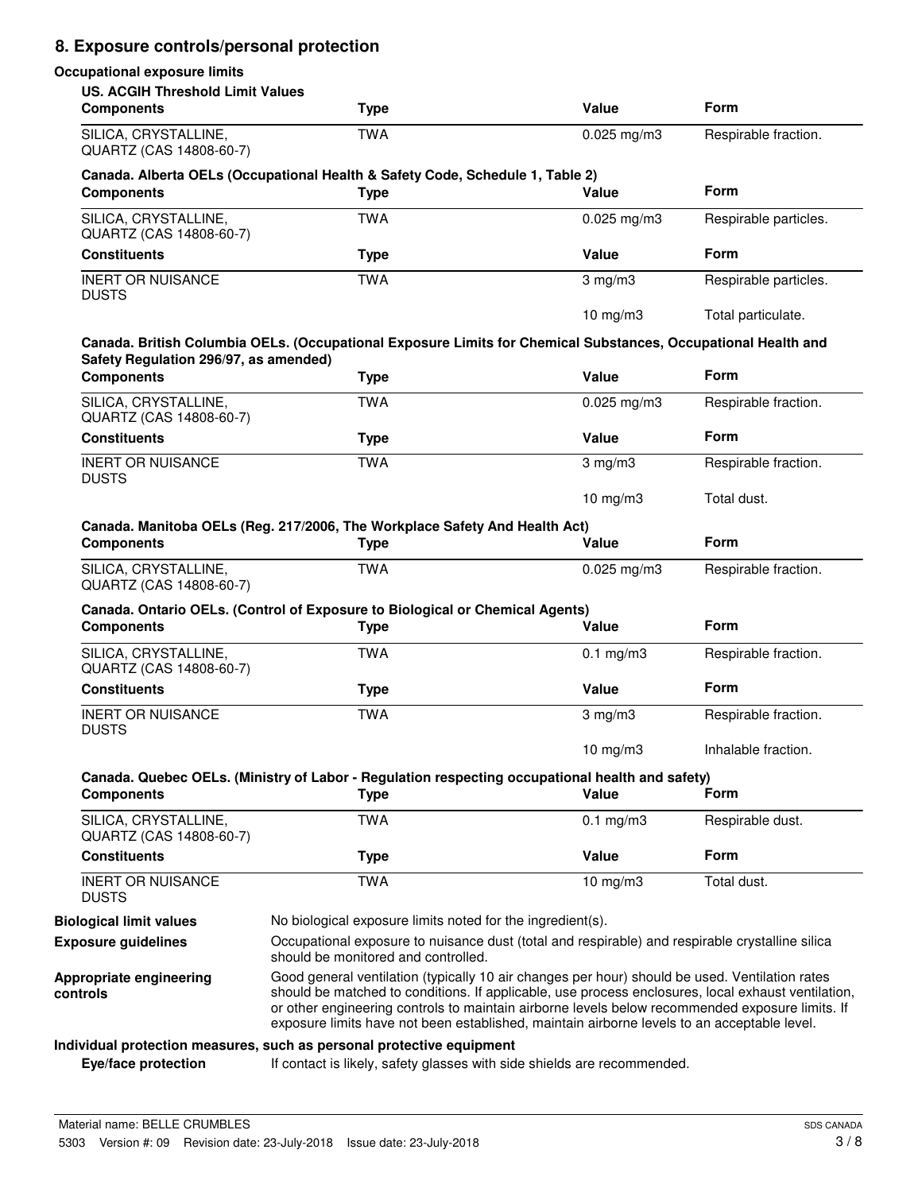## 8. Exposure controls/personal protection

### Occupational exposure limits

**US. ACGIH Threshold Limit Values**

| Components | Type | Value | Form |
|---|---|---|---|
| SILICA, CRYSTALLINE, QUARTZ (CAS 14808-60-7) | TWA | 0.025 mg/m3 | Respirable fraction. |

**Canada. Alberta OELs (Occupational Health & Safety Code, Schedule 1, Table 2)**

| Components | Type | Value | Form |
|---|---|---|---|
| SILICA, CRYSTALLINE, QUARTZ (CAS 14808-60-7) | TWA | 0.025 mg/m3 | Respirable particles. |
| **Constituents** | **Type** | **Value** | **Form** |
| INERT OR NUISANCE DUSTS | TWA | 3 mg/m3 | Respirable particles. |
| | | 10 mg/m3 | Total particulate. |

**Canada. British Columbia OELs. (Occupational Exposure Limits for Chemical Substances, Occupational Health and Safety Regulation 296/97, as amended)**

| Components | Type | Value | Form |
|---|---|---|---|
| SILICA, CRYSTALLINE, QUARTZ (CAS 14808-60-7) | TWA | 0.025 mg/m3 | Respirable fraction. |
| **Constituents** | **Type** | **Value** | **Form** |
| INERT OR NUISANCE DUSTS | TWA | 3 mg/m3 | Respirable fraction. |
| | | 10 mg/m3 | Total dust. |

**Canada. Manitoba OELs (Reg. 217/2006, The Workplace Safety And Health Act)**

| Components | Type | Value | Form |
|---|---|---|---|
| SILICA, CRYSTALLINE, QUARTZ (CAS 14808-60-7) | TWA | 0.025 mg/m3 | Respirable fraction. |

**Canada. Ontario OELs. (Control of Exposure to Biological or Chemical Agents)**

| Components | Type | Value | Form |
|---|---|---|---|
| SILICA, CRYSTALLINE, QUARTZ (CAS 14808-60-7) | TWA | 0.1 mg/m3 | Respirable fraction. |
| **Constituents** | **Type** | **Value** | **Form** |
| INERT OR NUISANCE DUSTS | TWA | 3 mg/m3 | Respirable fraction. |
| | | 10 mg/m3 | Inhalable fraction. |

**Canada. Quebec OELs. (Ministry of Labor - Regulation respecting occupational health and safety)**

| Components | Type | Value | Form |
|---|---|---|---|
| SILICA, CRYSTALLINE, QUARTZ (CAS 14808-60-7) | TWA | 0.1 mg/m3 | Respirable dust. |
| **Constituents** | **Type** | **Value** | **Form** |
| INERT OR NUISANCE DUSTS | TWA | 10 mg/m3 | Total dust. |

**Biological limit values** No biological exposure limits noted for the ingredient(s).

**Exposure guidelines** Occupational exposure to nuisance dust (total and respirable) and respirable crystalline silica should be monitored and controlled.

**Appropriate engineering controls** Good general ventilation (typically 10 air changes per hour) should be used. Ventilation rates should be matched to conditions. If applicable, use process enclosures, local exhaust ventilation, or other engineering controls to maintain airborne levels below recommended exposure limits. If exposure limits have not been established, maintain airborne levels to an acceptable level.

### Individual protection measures, such as personal protective equipment

**Eye/face protection** If contact is likely, safety glasses with side shields are recommended.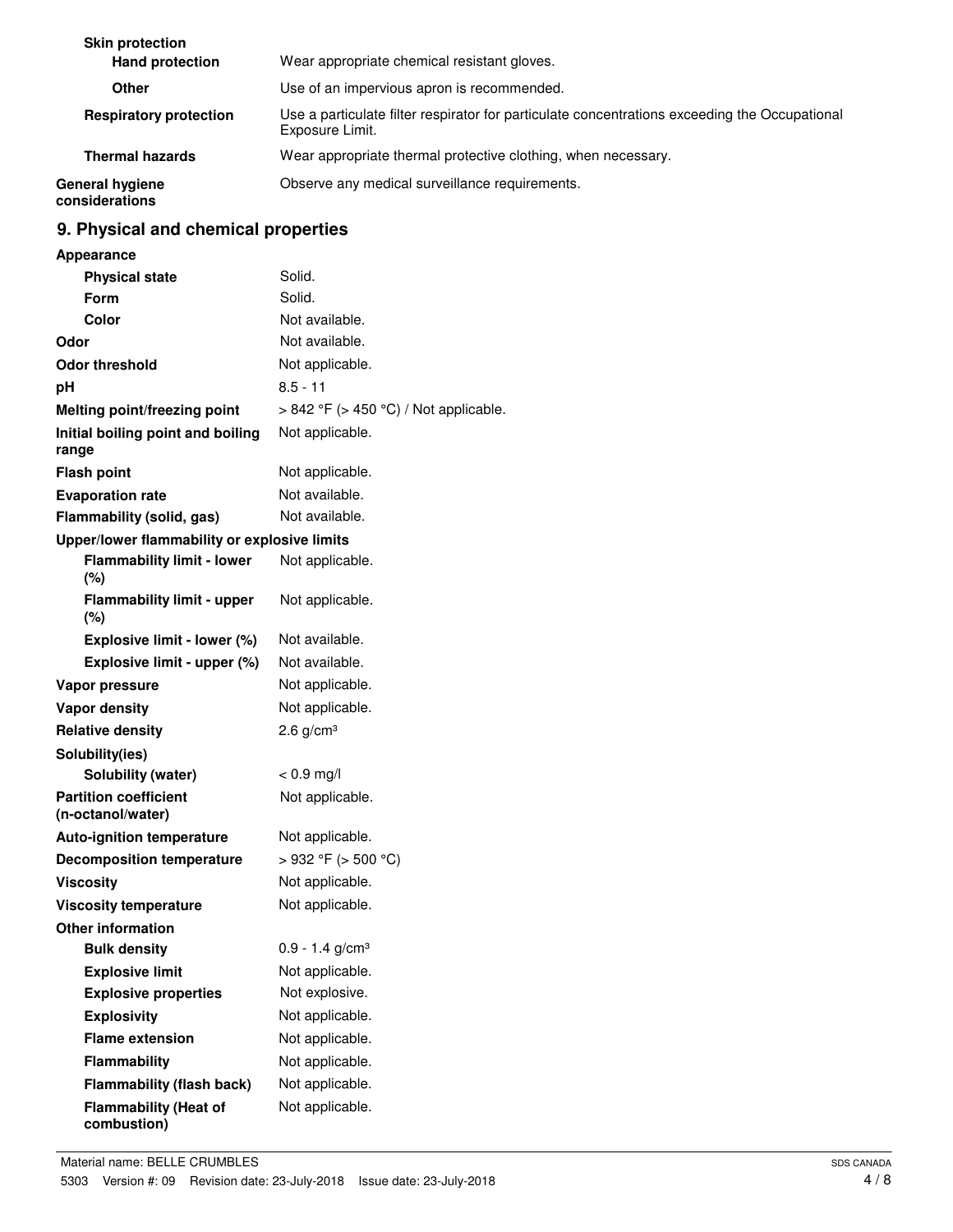| | |
|---|---|
| **Skin protection** | |
| **Hand protection** | Wear appropriate chemical resistant gloves. |
| **Other** | Use of an impervious apron is recommended. |
| **Respiratory protection** | Use a particulate filter respirator for particulate concentrations exceeding the Occupational Exposure Limit. |
| **Thermal hazards** | Wear appropriate thermal protective clothing, when necessary. |
| **General hygiene considerations** | Observe any medical surveillance requirements. |

## 9. Physical and chemical properties

| | |
|---|---|
| **Appearance** | |
| **Physical state** | Solid. |
| **Form** | Solid. |
| **Color** | Not available. |
| **Odor** | Not available. |
| **Odor threshold** | Not applicable. |
| **pH** | 8.5 - 11 |
| **Melting point/freezing point** | > 842 °F (> 450 °C) / Not applicable. |
| **Initial boiling point and boiling range** | Not applicable. |
| **Flash point** | Not applicable. |
| **Evaporation rate** | Not available. |
| **Flammability (solid, gas)** | Not available. |
| **Upper/lower flammability or explosive limits** | |
| **Flammability limit - lower (%)** | Not applicable. |
| **Flammability limit - upper (%)** | Not applicable. |
| **Explosive limit - lower (%)** | Not available. |
| **Explosive limit - upper (%)** | Not available. |
| **Vapor pressure** | Not applicable. |
| **Vapor density** | Not applicable. |
| **Relative density** | 2.6 g/cm³ |
| **Solubility(ies)** | |
| **Solubility (water)** | < 0.9 mg/l |
| **Partition coefficient (n-octanol/water)** | Not applicable. |
| **Auto-ignition temperature** | Not applicable. |
| **Decomposition temperature** | > 932 °F (> 500 °C) |
| **Viscosity** | Not applicable. |
| **Viscosity temperature** | Not applicable. |
| **Other information** | |
| **Bulk density** | 0.9 - 1.4 g/cm³ |
| **Explosive limit** | Not applicable. |
| **Explosive properties** | Not explosive. |
| **Explosivity** | Not applicable. |
| **Flame extension** | Not applicable. |
| **Flammability** | Not applicable. |
| **Flammability (flash back)** | Not applicable. |
| **Flammability (Heat of combustion)** | Not applicable. |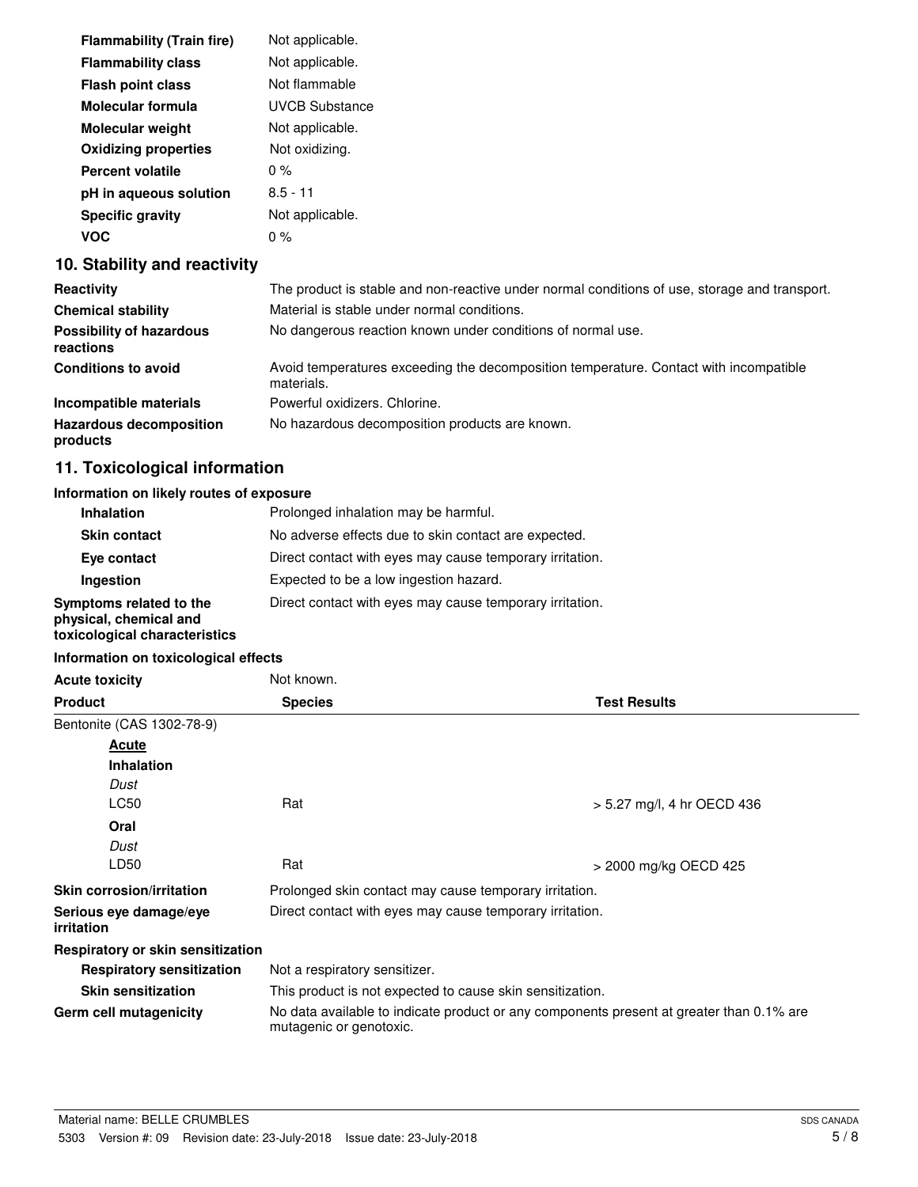| | |
|---|---|
| **Flammability (Train fire)** | Not applicable. |
| **Flammability class** | Not applicable. |
| **Flash point class** | Not flammable |
| **Molecular formula** | UVCB Substance |
| **Molecular weight** | Not applicable. |
| **Oxidizing properties** | Not oxidizing. |
| **Percent volatile** | 0 % |
| **pH in aqueous solution** | 8.5 - 11 |
| **Specific gravity** | Not applicable. |
| **VOC** | 0 % |

## 10. Stability and reactivity

| | |
|---|---|
| **Reactivity** | The product is stable and non-reactive under normal conditions of use, storage and transport. |
| **Chemical stability** | Material is stable under normal conditions. |
| **Possibility of hazardous reactions** | No dangerous reaction known under conditions of normal use. |
| **Conditions to avoid** | Avoid temperatures exceeding the decomposition temperature. Contact with incompatible materials. |
| **Incompatible materials** | Powerful oxidizers. Chlorine. |
| **Hazardous decomposition products** | No hazardous decomposition products are known. |

## 11. Toxicological information

**Information on likely routes of exposure**

| | |
|---|---|
| **Inhalation** | Prolonged inhalation may be harmful. |
| **Skin contact** | No adverse effects due to skin contact are expected. |
| **Eye contact** | Direct contact with eyes may cause temporary irritation. |
| **Ingestion** | Expected to be a low ingestion hazard. |
| **Symptoms related to the physical, chemical and toxicological characteristics** | Direct contact with eyes may cause temporary irritation. |

**Information on toxicological effects**

**Acute toxicity** Not known.

| Product | Species | Test Results |
|---|---|---|
| Bentonite (CAS 1302-78-9) | | |
| <u>**Acute**</u> | | |
| **Inhalation** | | |
| *Dust* | | |
| LC50 | Rat | > 5.27 mg/l, 4 hr OECD 436 |
| **Oral** | | |
| *Dust* | | |
| LD50 | Rat | > 2000 mg/kg OECD 425 |

| | |
|---|---|
| **Skin corrosion/irritation** | Prolonged skin contact may cause temporary irritation. |
| **Serious eye damage/eye irritation** | Direct contact with eyes may cause temporary irritation. |
| **Respiratory or skin sensitization** | |
| **Respiratory sensitization** | Not a respiratory sensitizer. |
| **Skin sensitization** | This product is not expected to cause skin sensitization. |
| **Germ cell mutagenicity** | No data available to indicate product or any components present at greater than 0.1% are mutagenic or genotoxic. |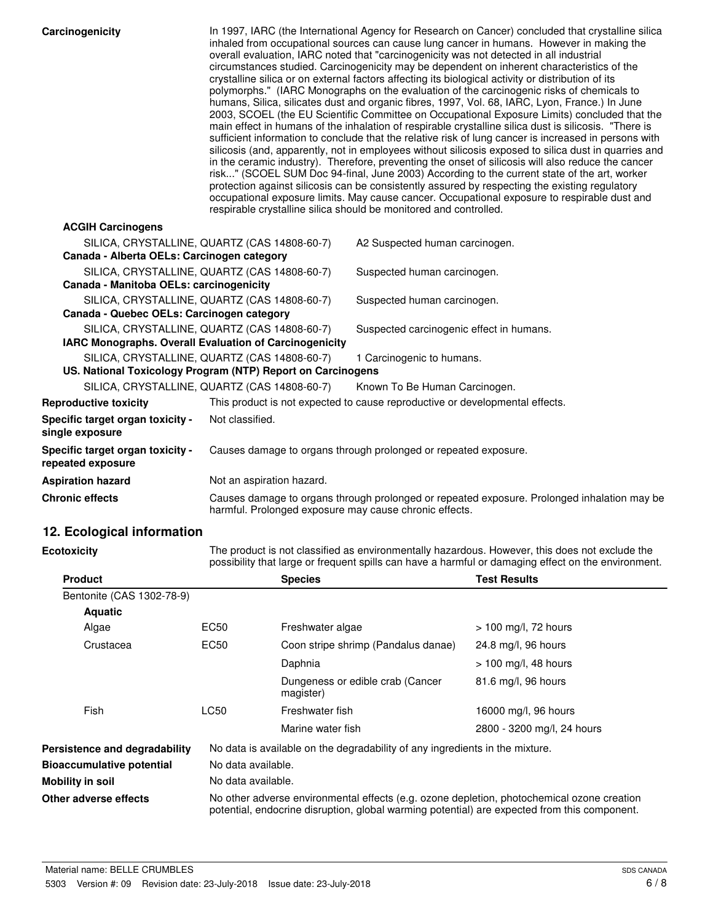**Carcinogenicity**

In 1997, IARC (the International Agency for Research on Cancer) concluded that crystalline silica inhaled from occupational sources can cause lung cancer in humans. However in making the overall evaluation, IARC noted that "carcinogenicity was not detected in all industrial circumstances studied. Carcinogenicity may be dependent on inherent characteristics of the crystalline silica or on external factors affecting its biological activity or distribution of its polymorphs." (IARC Monographs on the evaluation of the carcinogenic risks of chemicals to humans, Silica, silicates dust and organic fibres, 1997, Vol. 68, IARC, Lyon, France.) In June 2003, SCOEL (the EU Scientific Committee on Occupational Exposure Limits) concluded that the main effect in humans of the inhalation of respirable crystalline silica dust is silicosis. "There is sufficient information to conclude that the relative risk of lung cancer is increased in persons with silicosis (and, apparently, not in employees without silicosis exposed to silica dust in quarries and in the ceramic industry). Therefore, preventing the onset of silicosis will also reduce the cancer risk..." (SCOEL SUM Doc 94-final, June 2003) According to the current state of the art, worker protection against silicosis can be consistently assured by respecting the existing regulatory occupational exposure limits. May cause cancer. Occupational exposure to respirable dust and respirable crystalline silica should be monitored and controlled.

**ACGIH Carcinogens**

SILICA, CRYSTALLINE, QUARTZ (CAS 14808-60-7) — A2 Suspected human carcinogen.

**Canada - Alberta OELs: Carcinogen category**

SILICA, CRYSTALLINE, QUARTZ (CAS 14808-60-7) — Suspected human carcinogen.

**Canada - Manitoba OELs: carcinogenicity**

SILICA, CRYSTALLINE, QUARTZ (CAS 14808-60-7) — Suspected human carcinogen.

**Canada - Quebec OELs: Carcinogen category**

SILICA, CRYSTALLINE, QUARTZ (CAS 14808-60-7) — Suspected carcinogenic effect in humans.

**IARC Monographs. Overall Evaluation of Carcinogenicity**

SILICA, CRYSTALLINE, QUARTZ (CAS 14808-60-7) — 1 Carcinogenic to humans.

**US. National Toxicology Program (NTP) Report on Carcinogens**

SILICA, CRYSTALLINE, QUARTZ (CAS 14808-60-7) — Known To Be Human Carcinogen.

**Reproductive toxicity**: This product is not expected to cause reproductive or developmental effects.

**Specific target organ toxicity - single exposure**: Not classified.

**Specific target organ toxicity - repeated exposure**: Causes damage to organs through prolonged or repeated exposure.

**Aspiration hazard**: Not an aspiration hazard.

**Chronic effects**: Causes damage to organs through prolonged or repeated exposure. Prolonged inhalation may be harmful. Prolonged exposure may cause chronic effects.

## 12. Ecological information

**Ecotoxicity**: The product is not classified as environmentally hazardous. However, this does not exclude the possibility that large or frequent spills can have a harmful or damaging effect on the environment.

| Product | | Species | Test Results |
|---|---|---|---|
| Bentonite (CAS 1302-78-9) | | | |
| **Aquatic** | | | |
| Algae | EC50 | Freshwater algae | > 100 mg/l, 72 hours |
| Crustacea | EC50 | Coon stripe shrimp (Pandalus danae) | 24.8 mg/l, 96 hours |
| | | Daphnia | > 100 mg/l, 48 hours |
| | | Dungeness or edible crab (Cancer magister) | 81.6 mg/l, 96 hours |
| Fish | LC50 | Freshwater fish | 16000 mg/l, 96 hours |
| | | Marine water fish | 2800 - 3200 mg/l, 24 hours |

**Persistence and degradability**: No data is available on the degradability of any ingredients in the mixture.

**Bioaccumulative potential**: No data available.

**Mobility in soil**: No data available.

**Other adverse effects**: No other adverse environmental effects (e.g. ozone depletion, photochemical ozone creation potential, endocrine disruption, global warming potential) are expected from this component.

Material name: BELLE CRUMBLES

5303 Version #: 09 Revision date: 23-July-2018 Issue date: 23-July-2018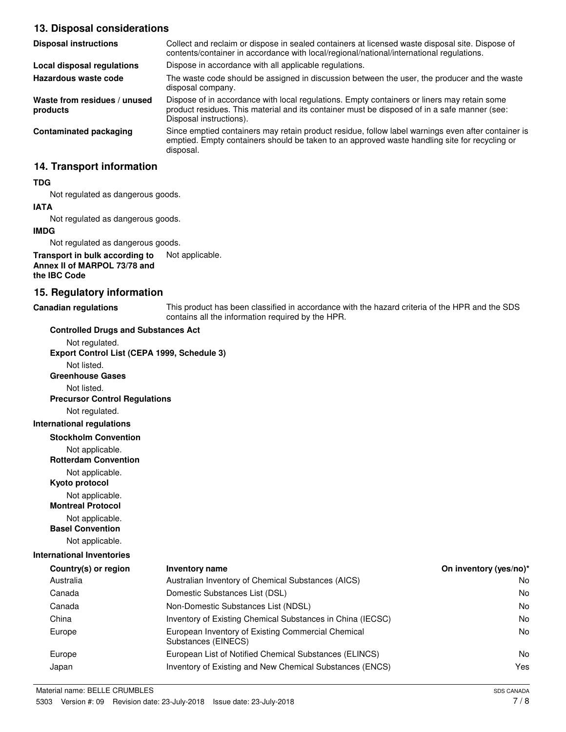## 13. Disposal considerations

| | |
|---|---|
| **Disposal instructions** | Collect and reclaim or dispose in sealed containers at licensed waste disposal site. Dispose of contents/container in accordance with local/regional/national/international regulations. |
| **Local disposal regulations** | Dispose in accordance with all applicable regulations. |
| **Hazardous waste code** | The waste code should be assigned in discussion between the user, the producer and the waste disposal company. |
| **Waste from residues / unused products** | Dispose of in accordance with local regulations. Empty containers or liners may retain some product residues. This material and its container must be disposed of in a safe manner (see: Disposal instructions). |
| **Contaminated packaging** | Since emptied containers may retain product residue, follow label warnings even after container is emptied. Empty containers should be taken to an approved waste handling site for recycling or disposal. |

## 14. Transport information

**TDG**

Not regulated as dangerous goods.

**IATA**

Not regulated as dangerous goods.

**IMDG**

Not regulated as dangerous goods.

**Transport in bulk according to Annex II of MARPOL 73/78 and the IBC Code** Not applicable.

## 15. Regulatory information

**Canadian regulations** This product has been classified in accordance with the hazard criteria of the HPR and the SDS contains all the information required by the HPR.

**Controlled Drugs and Substances Act**

Not regulated.

**Export Control List (CEPA 1999, Schedule 3)**

Not listed.

**Greenhouse Gases**

Not listed.

**Precursor Control Regulations**

Not regulated.

**International regulations**

**Stockholm Convention**

Not applicable.

**Rotterdam Convention**

Not applicable.

**Kyoto protocol**

Not applicable.

**Montreal Protocol**

Not applicable.

**Basel Convention**

Not applicable.

**International Inventories**

| Country(s) or region | Inventory name | On inventory (yes/no)* |
|---|---|---|
| Australia | Australian Inventory of Chemical Substances (AICS) | No |
| Canada | Domestic Substances List (DSL) | No |
| Canada | Non-Domestic Substances List (NDSL) | No |
| China | Inventory of Existing Chemical Substances in China (IECSC) | No |
| Europe | European Inventory of Existing Commercial Chemical Substances (EINECS) | No |
| Europe | European List of Notified Chemical Substances (ELINCS) | No |
| Japan | Inventory of Existing and New Chemical Substances (ENCS) | Yes |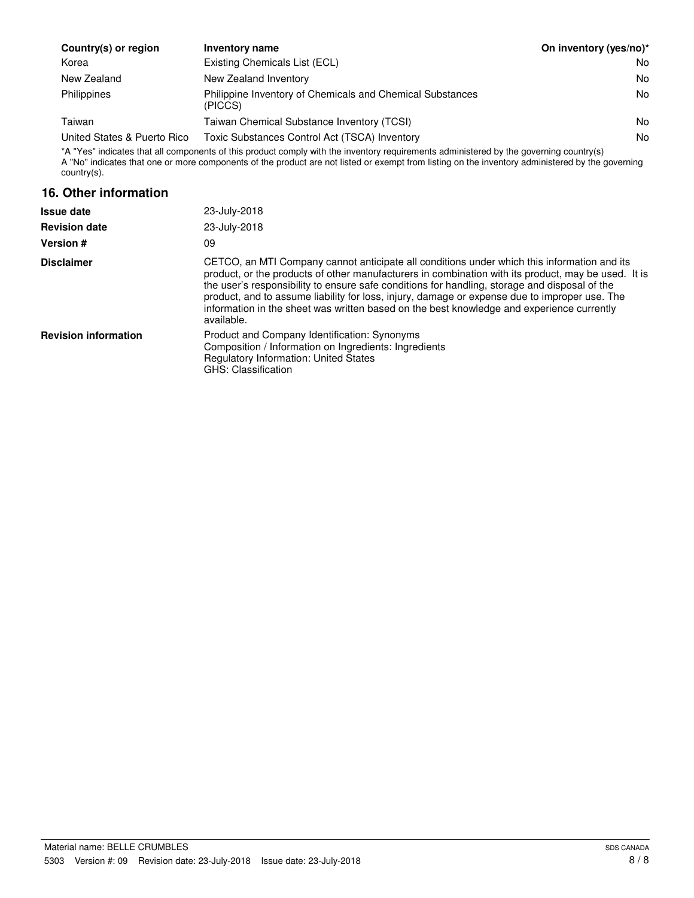| Country(s) or region | Inventory name | On inventory (yes/no)* |
| --- | --- | --- |
| Korea | Existing Chemicals List (ECL) | No |
| New Zealand | New Zealand Inventory | No |
| Philippines | Philippine Inventory of Chemicals and Chemical Substances (PICCS) | No |
| Taiwan | Taiwan Chemical Substance Inventory (TCSI) | No |
| United States & Puerto Rico | Toxic Substances Control Act (TSCA) Inventory | No |

*A "Yes" indicates that all components of this product comply with the inventory requirements administered by the governing country(s)
A "No" indicates that one or more components of the product are not listed or exempt from listing on the inventory administered by the governing country(s).

## 16. Other information

**Issue date** 23-July-2018

**Revision date** 23-July-2018

**Version #** 09

**Disclaimer** CETCO, an MTI Company cannot anticipate all conditions under which this information and its product, or the products of other manufacturers in combination with its product, may be used. It is the user's responsibility to ensure safe conditions for handling, storage and disposal of the product, and to assume liability for loss, injury, damage or expense due to improper use. The information in the sheet was written based on the best knowledge and experience currently available.

**Revision information**
Product and Company Identification: Synonyms
Composition / Information on Ingredients: Ingredients
Regulatory Information: United States
GHS: Classification